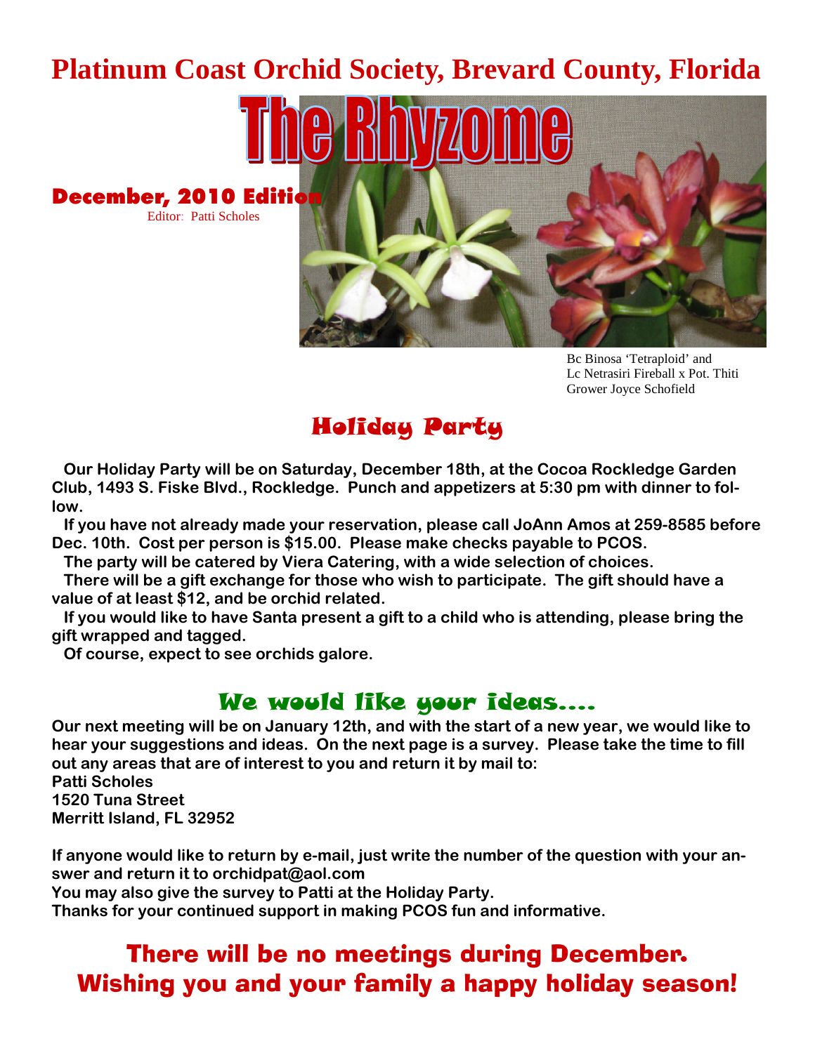# Platinum Coast Orchid Society, Brevard County, Florida

# The Rhyzome

**December, 2010 Edition**

Editor: Patti Scholes

Bc Binosa 'Tetraploid' and
Lc Netrasiri Fireball x Pot. Thiti
Grower Joyce Schofield

## Holiday Party

**Our Holiday Party will be on Saturday, December 18th, at the Cocoa Rockledge Garden Club, 1493 S. Fiske Blvd., Rockledge. Punch and appetizers at 5:30 pm with dinner to follow.**

**If you have not already made your reservation, please call JoAnn Amos at 259-8585 before Dec. 10th. Cost per person is $15.00. Please make checks payable to PCOS.**

**The party will be catered by Viera Catering, with a wide selection of choices.**

**There will be a gift exchange for those who wish to participate. The gift should have a value of at least $12, and be orchid related.**

**If you would like to have Santa present a gift to a child who is attending, please bring the gift wrapped and tagged.**

**Of course, expect to see orchids galore.**

## We would like your ideas….

**Our next meeting will be on January 12th, and with the start of a new year, we would like to hear your suggestions and ideas. On the next page is a survey. Please take the time to fill out any areas that are of interest to you and return it by mail to:**

**Patti Scholes**
**1520 Tuna Street**
**Merritt Island, FL 32952**

**If anyone would like to return by e-mail, just write the number of the question with your answer and return it to orchidpat@aol.com**

**You may also give the survey to Patti at the Holiday Party.**

**Thanks for your continued support in making PCOS fun and informative.**

## There will be no meetings during December.
## Wishing you and your family a happy holiday season!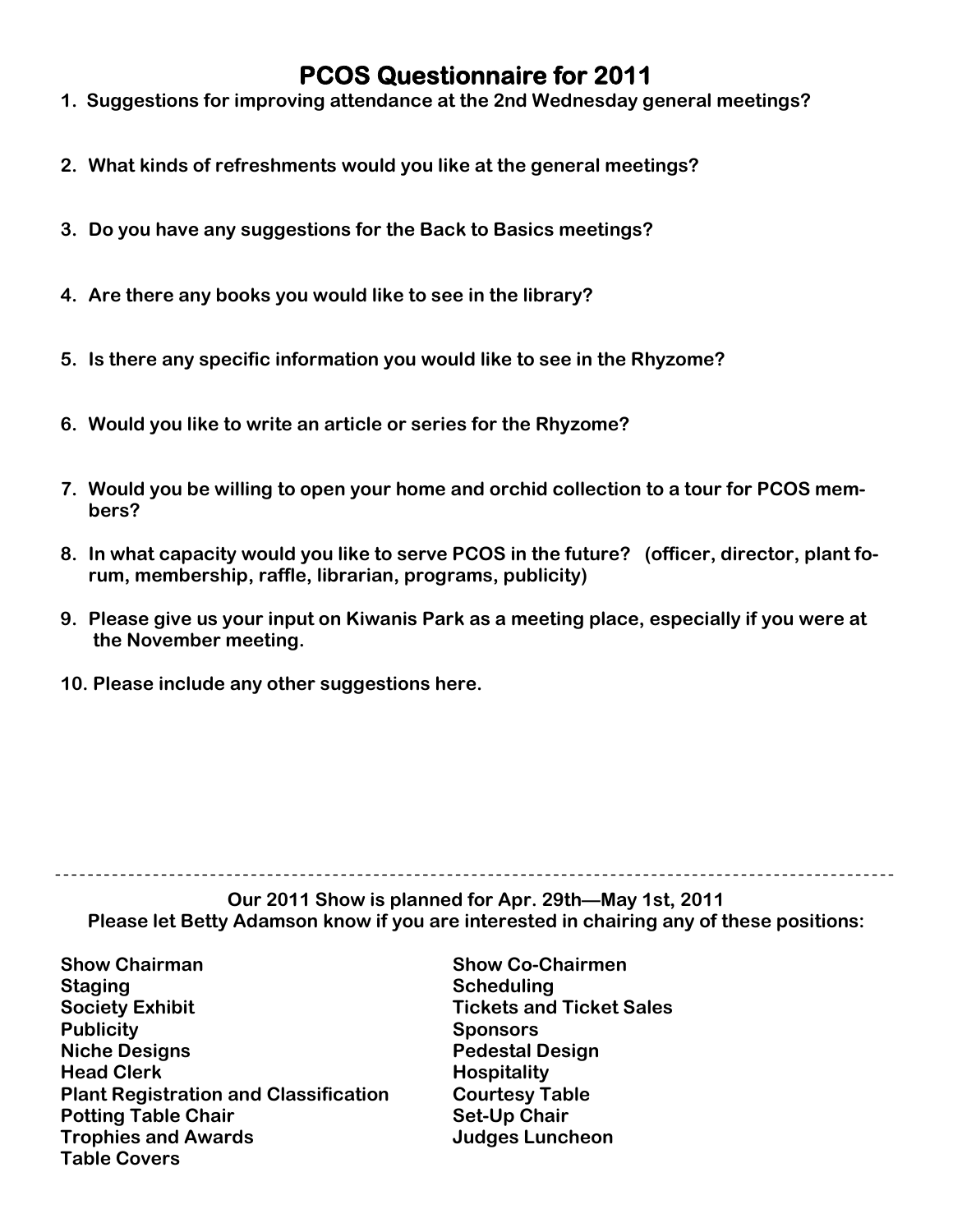# PCOS Questionnaire for 2011

1. **Suggestions for improving attendance at the 2nd Wednesday general meetings?**

2. **What kinds of refreshments would you like at the general meetings?**

3. **Do you have any suggestions for the Back to Basics meetings?**

4. **Are there any books you would like to see in the library?**

5. **Is there any specific information you would like to see in the Rhyzome?**

6. **Would you like to write an article or series for the Rhyzome?**

7. **Would you be willing to open your home and orchid collection to a tour for PCOS members?**

8. **In what capacity would you like to serve PCOS in the future? (officer, director, plant forum, membership, raffle, librarian, programs, publicity)**

9. **Please give us your input on Kiwanis Park as a meeting place, especially if you were at the November meeting.**

10. **Please include any other suggestions here.**

---

**Our 2011 Show is planned for Apr. 29th—May 1st, 2011**
**Please let Betty Adamson know if you are interested in chairing any of these positions:**

**Show Chairman**
**Staging**
**Society Exhibit**
**Publicity**
**Niche Designs**
**Head Clerk**
**Plant Registration and Classification**
**Potting Table Chair**
**Trophies and Awards**
**Table Covers**
**Show Co-Chairmen**
**Scheduling**
**Tickets and Ticket Sales**
**Sponsors**
**Pedestal Design**
**Hospitality**
**Courtesy Table**
**Set-Up Chair**
**Judges Luncheon**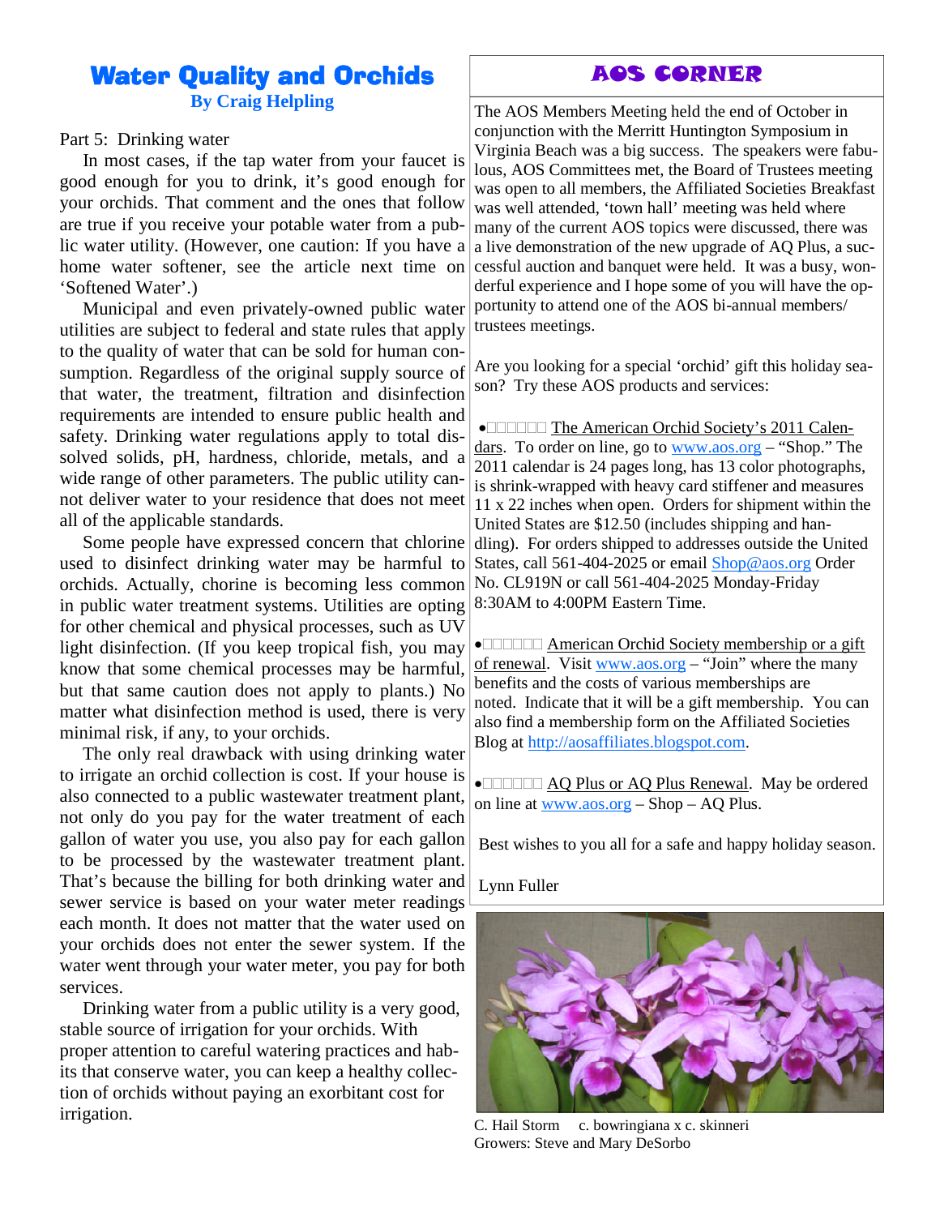# Water Quality and Orchids

**By Craig Helpling**

Part 5: Drinking water

In most cases, if the tap water from your faucet is good enough for you to drink, it's good enough for your orchids. That comment and the ones that follow are true if you receive your potable water from a public water utility. (However, one caution: If you have a home water softener, see the article next time on 'Softened Water'.)

Municipal and even privately-owned public water utilities are subject to federal and state rules that apply to the quality of water that can be sold for human consumption. Regardless of the original supply source of that water, the treatment, filtration and disinfection requirements are intended to ensure public health and safety. Drinking water regulations apply to total dissolved solids, pH, hardness, chloride, metals, and a wide range of other parameters. The public utility cannot deliver water to your residence that does not meet all of the applicable standards.

Some people have expressed concern that chlorine used to disinfect drinking water may be harmful to orchids. Actually, chorine is becoming less common in public water treatment systems. Utilities are opting for other chemical and physical processes, such as UV light disinfection. (If you keep tropical fish, you may know that some chemical processes may be harmful, but that same caution does not apply to plants.) No matter what disinfection method is used, there is very minimal risk, if any, to your orchids.

The only real drawback with using drinking water to irrigate an orchid collection is cost. If your house is also connected to a public wastewater treatment plant, not only do you pay for the water treatment of each gallon of water you use, you also pay for each gallon to be processed by the wastewater treatment plant. That's because the billing for both drinking water and sewer service is based on your water meter readings each month. It does not matter that the water used on your orchids does not enter the sewer system. If the water went through your water meter, you pay for both services.

Drinking water from a public utility is a very good, stable source of irrigation for your orchids. With proper attention to careful watering practices and habits that conserve water, you can keep a healthy collection of orchids without paying an exorbitant cost for irrigation.

# AOS CORNER

The AOS Members Meeting held the end of October in conjunction with the Merritt Huntington Symposium in Virginia Beach was a big success. The speakers were fabulous, AOS Committees met, the Board of Trustees meeting was open to all members, the Affiliated Societies Breakfast was well attended, 'town hall' meeting was held where many of the current AOS topics were discussed, there was a live demonstration of the new upgrade of AQ Plus, a successful auction and banquet were held. It was a busy, wonderful experience and I hope some of you will have the opportunity to attend one of the AOS bi-annual members/ trustees meetings.

Are you looking for a special 'orchid' gift this holiday season? Try these AOS products and services:

- The American Orchid Society's 2011 Calendars. To order on line, go to www.aos.org – "Shop." The 2011 calendar is 24 pages long, has 13 color photographs, is shrink-wrapped with heavy card stiffener and measures 11 x 22 inches when open. Orders for shipment within the United States are $12.50 (includes shipping and handling). For orders shipped to addresses outside the United States, call 561-404-2025 or email Shop@aos.org Order No. CL919N or call 561-404-2025 Monday-Friday 8:30AM to 4:00PM Eastern Time.

- American Orchid Society membership or a gift of renewal. Visit www.aos.org – "Join" where the many benefits and the costs of various memberships are noted. Indicate that it will be a gift membership. You can also find a membership form on the Affiliated Societies Blog at http://aosaffiliates.blogspot.com.

- AQ Plus or AQ Plus Renewal. May be ordered on line at www.aos.org – Shop – AQ Plus.

Best wishes to you all for a safe and happy holiday season.

Lynn Fuller

C. Hail Storm c. bowringiana x c. skinneri
Growers: Steve and Mary DeSorbo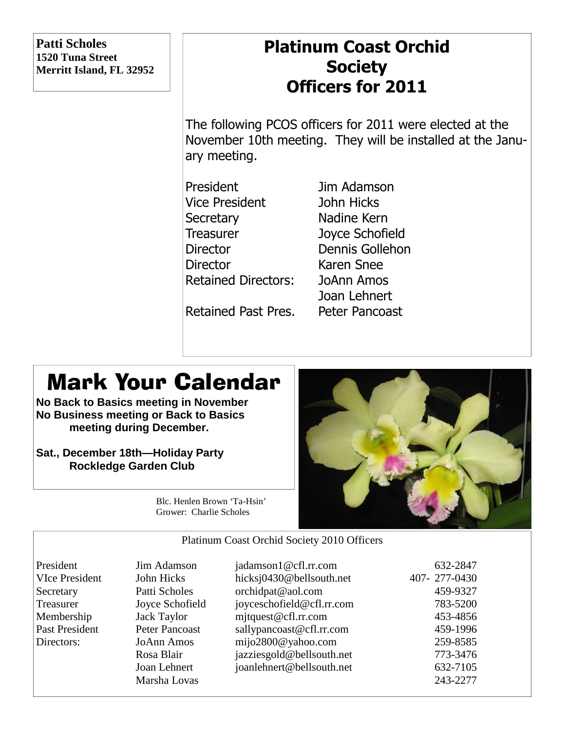**Patti Scholes**
**1520 Tuna Street**
**Merritt Island, FL 32952**

# Platinum Coast Orchid Society Officers for 2011

The following PCOS officers for 2011 were elected at the November 10th meeting. They will be installed at the January meeting.

| | |
|---|---|
| President | Jim Adamson |
| Vice President | John Hicks |
| Secretary | Nadine Kern |
| Treasurer | Joyce Schofield |
| Director | Dennis Gollehon |
| Director | Karen Snee |
| Retained Directors: | JoAnn Amos |
| | Joan Lehnert |
| Retained Past Pres. | Peter Pancoast |

# Mark Your Calendar

**No Back to Basics meeting in November**
**No Business meeting or Back to Basics meeting during December.**

**Sat., December 18th—Holiday Party**
**Rockledge Garden Club**

Blc. Henlen Brown 'Ta-Hsin'
Grower: Charlie Scholes

Platinum Coast Orchid Society 2010 Officers

| | | | |
|---|---|---|---|
| President | Jim Adamson | jadamson1@cfl.rr.com | 632-2847 |
| VIce President | John Hicks | hicksj0430@bellsouth.net | 407- 277-0430 |
| Secretary | Patti Scholes | orchidpat@aol.com | 459-9327 |
| Treasurer | Joyce Schofield | joyceschofield@cfl.rr.com | 783-5200 |
| Membership | Jack Taylor | mjtquest@cfl.rr.com | 453-4856 |
| Past President | Peter Pancoast | sallypancoast@cfl.rr.com | 459-1996 |
| Directors: | JoAnn Amos | mijo2800@yahoo.com | 259-8585 |
| | Rosa Blair | jazziesgold@bellsouth.net | 773-3476 |
| | Joan Lehnert | joanlehnert@bellsouth.net | 632-7105 |
| | Marsha Lovas | | 243-2277 |